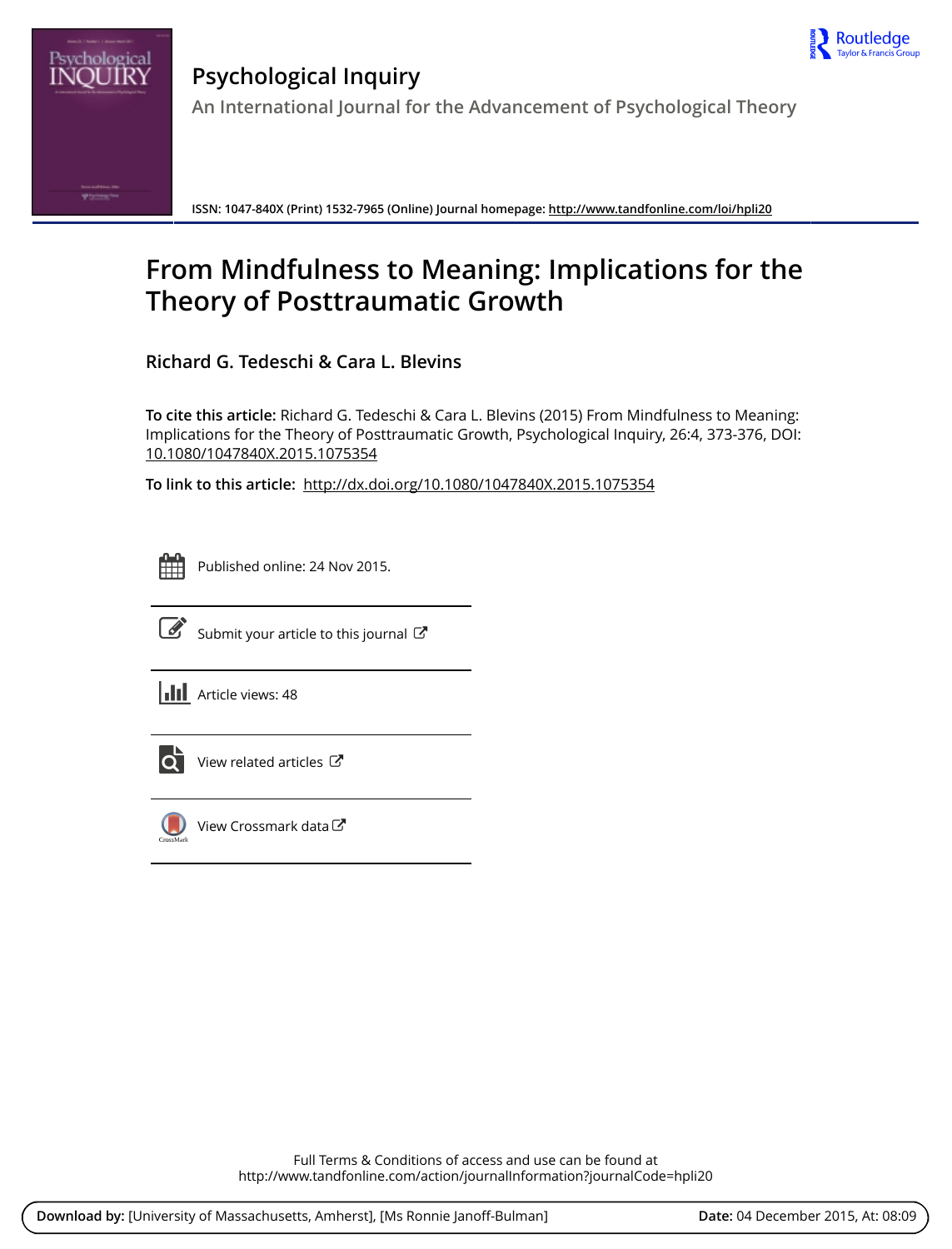# Psychological Inquiry

An International Journal for the Advancement of Psychological Theory

ISSN: 1047-840X (Print) 1532-7965 (Online) Journal homepage: http://www.tandfonline.com/loi/hpli20

# From Mindfulness to Meaning: Implications for the Theory of Posttraumatic Growth

**Richard G. Tedeschi & Cara L. Blevins**

**To cite this article:** Richard G. Tedeschi & Cara L. Blevins (2015) From Mindfulness to Meaning: Implications for the Theory of Posttraumatic Growth, Psychological Inquiry, 26:4, 373-376, DOI: 10.1080/1047840X.2015.1075354

**To link to this article:** http://dx.doi.org/10.1080/1047840X.2015.1075354

Published online: 24 Nov 2015.

Submit your article to this journal

Article views: 48

View related articles

View Crossmark data

Full Terms & Conditions of access and use can be found at
http://www.tandfonline.com/action/journalInformation?journalCode=hpli20

**Download by:** [University of Massachusetts, Amherst], [Ms Ronnie Janoff-Bulman] **Date:** 04 December 2015, At: 08:09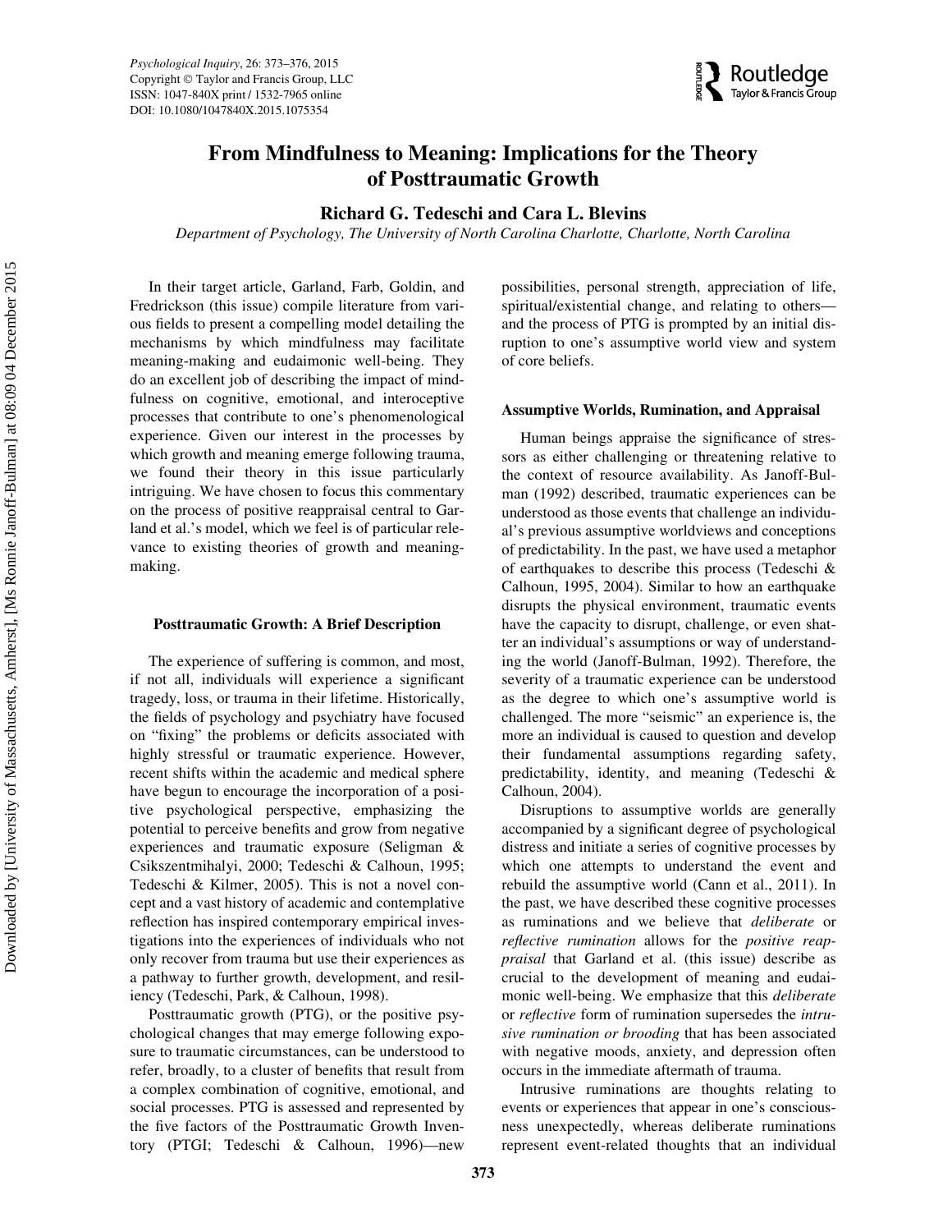# From Mindfulness to Meaning: Implications for the Theory of Posttraumatic Growth

**Richard G. Tedeschi and Cara L. Blevins**

*Department of Psychology, The University of North Carolina Charlotte, Charlotte, North Carolina*

In their target article, Garland, Farb, Goldin, and Fredrickson (this issue) compile literature from various fields to present a compelling model detailing the mechanisms by which mindfulness may facilitate meaning-making and eudaimonic well-being. They do an excellent job of describing the impact of mindfulness on cognitive, emotional, and interoceptive processes that contribute to one's phenomenological experience. Given our interest in the processes by which growth and meaning emerge following trauma, we found their theory in this issue particularly intriguing. We have chosen to focus this commentary on the process of positive reappraisal central to Garland et al.'s model, which we feel is of particular relevance to existing theories of growth and meaning-making.

### Posttraumatic Growth: A Brief Description

The experience of suffering is common, and most, if not all, individuals will experience a significant tragedy, loss, or trauma in their lifetime. Historically, the fields of psychology and psychiatry have focused on "fixing" the problems or deficits associated with highly stressful or traumatic experience. However, recent shifts within the academic and medical sphere have begun to encourage the incorporation of a positive psychological perspective, emphasizing the potential to perceive benefits and grow from negative experiences and traumatic exposure (Seligman & Csikszentmihalyi, 2000; Tedeschi & Calhoun, 1995; Tedeschi & Kilmer, 2005). This is not a novel concept and a vast history of academic and contemplative reflection has inspired contemporary empirical investigations into the experiences of individuals who not only recover from trauma but use their experiences as a pathway to further growth, development, and resiliency (Tedeschi, Park, & Calhoun, 1998).

Posttraumatic growth (PTG), or the positive psychological changes that may emerge following exposure to traumatic circumstances, can be understood to refer, broadly, to a cluster of benefits that result from a complex combination of cognitive, emotional, and social processes. PTG is assessed and represented by the five factors of the Posttraumatic Growth Inventory (PTGI; Tedeschi & Calhoun, 1996)—new possibilities, personal strength, appreciation of life, spiritual/existential change, and relating to others—and the process of PTG is prompted by an initial disruption to one's assumptive world view and system of core beliefs.

### Assumptive Worlds, Rumination, and Appraisal

Human beings appraise the significance of stressors as either challenging or threatening relative to the context of resource availability. As Janoff-Bulman (1992) described, traumatic experiences can be understood as those events that challenge an individual's previous assumptive worldviews and conceptions of predictability. In the past, we have used a metaphor of earthquakes to describe this process (Tedeschi & Calhoun, 1995, 2004). Similar to how an earthquake disrupts the physical environment, traumatic events have the capacity to disrupt, challenge, or even shatter an individual's assumptions or way of understanding the world (Janoff-Bulman, 1992). Therefore, the severity of a traumatic experience can be understood as the degree to which one's assumptive world is challenged. The more "seismic" an experience is, the more an individual is caused to question and develop their fundamental assumptions regarding safety, predictability, identity, and meaning (Tedeschi & Calhoun, 2004).

Disruptions to assumptive worlds are generally accompanied by a significant degree of psychological distress and initiate a series of cognitive processes by which one attempts to understand the event and rebuild the assumptive world (Cann et al., 2011). In the past, we have described these cognitive processes as ruminations and we believe that *deliberate* or *reflective rumination* allows for the *positive reappraisal* that Garland et al. (this issue) describe as crucial to the development of meaning and eudaimonic well-being. We emphasize that this *deliberate* or *reflective* form of rumination supersedes the *intrusive rumination or brooding* that has been associated with negative moods, anxiety, and depression often occurs in the immediate aftermath of trauma.

Intrusive ruminations are thoughts relating to events or experiences that appear in one's consciousness unexpectedly, whereas deliberate ruminations represent event-related thoughts that an individual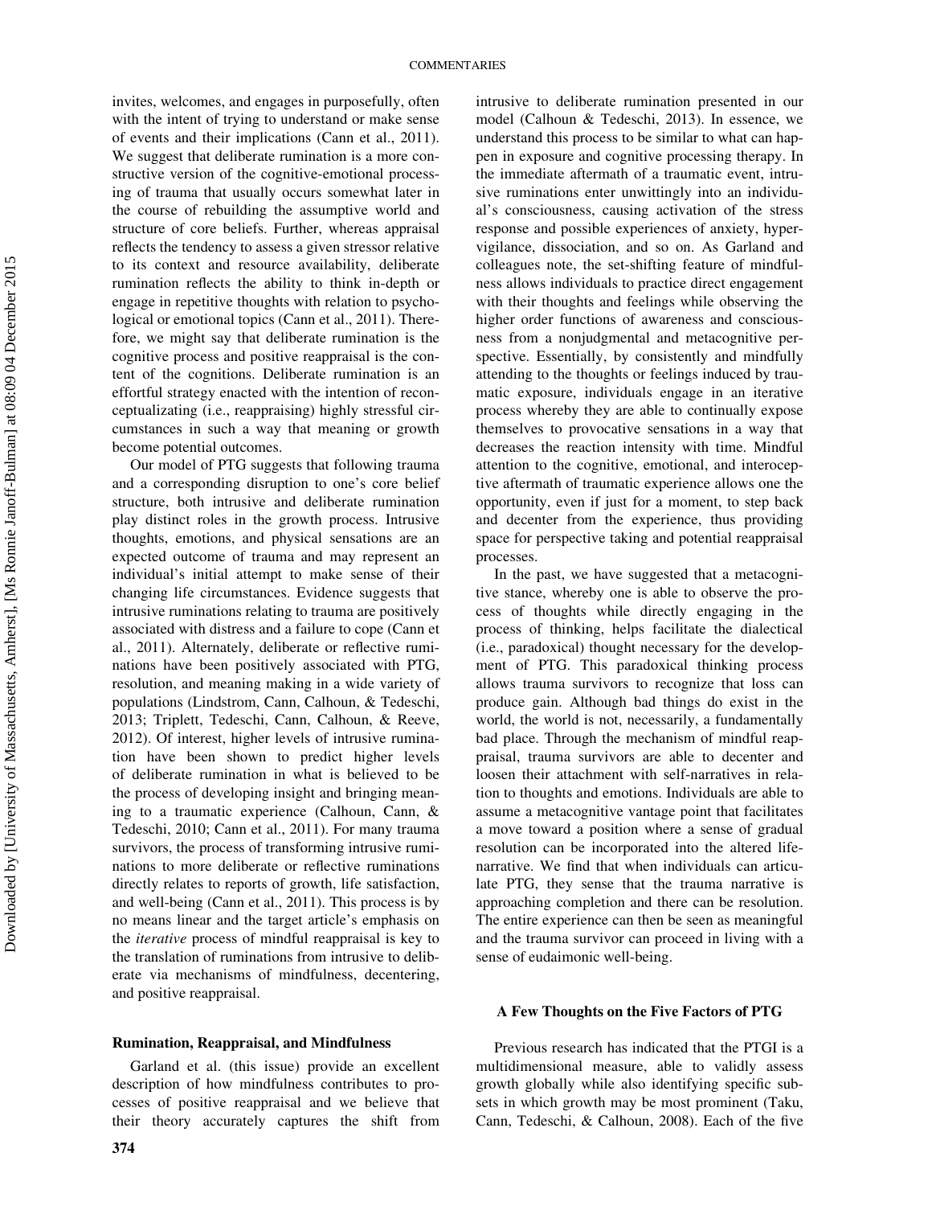invites, welcomes, and engages in purposefully, often with the intent of trying to understand or make sense of events and their implications (Cann et al., 2011). We suggest that deliberate rumination is a more constructive version of the cognitive-emotional processing of trauma that usually occurs somewhat later in the course of rebuilding the assumptive world and structure of core beliefs. Further, whereas appraisal reflects the tendency to assess a given stressor relative to its context and resource availability, deliberate rumination reflects the ability to think in-depth or engage in repetitive thoughts with relation to psychological or emotional topics (Cann et al., 2011). Therefore, we might say that deliberate rumination is the cognitive process and positive reappraisal is the content of the cognitions. Deliberate rumination is an effortful strategy enacted with the intention of reconceptualizing (i.e., reappraising) highly stressful circumstances in such a way that meaning or growth become potential outcomes.

Our model of PTG suggests that following trauma and a corresponding disruption to one's core belief structure, both intrusive and deliberate rumination play distinct roles in the growth process. Intrusive thoughts, emotions, and physical sensations are an expected outcome of trauma and may represent an individual's initial attempt to make sense of their changing life circumstances. Evidence suggests that intrusive ruminations relating to trauma are positively associated with distress and a failure to cope (Cann et al., 2011). Alternately, deliberate or reflective ruminations have been positively associated with PTG, resolution, and meaning making in a wide variety of populations (Lindstrom, Cann, Calhoun, & Tedeschi, 2013; Triplett, Tedeschi, Cann, Calhoun, & Reeve, 2012). Of interest, higher levels of intrusive rumination have been shown to predict higher levels of deliberate rumination in what is believed to be the process of developing insight and bringing meaning to a traumatic experience (Calhoun, Cann, & Tedeschi, 2010; Cann et al., 2011). For many trauma survivors, the process of transforming intrusive ruminations to more deliberate or reflective ruminations directly relates to reports of growth, life satisfaction, and well-being (Cann et al., 2011). This process is by no means linear and the target article's emphasis on the *iterative* process of mindful reappraisal is key to the translation of ruminations from intrusive to deliberate via mechanisms of mindfulness, decentering, and positive reappraisal.

### Rumination, Reappraisal, and Mindfulness

Garland et al. (this issue) provide an excellent description of how mindfulness contributes to processes of positive reappraisal and we believe that their theory accurately captures the shift from intrusive to deliberate rumination presented in our model (Calhoun & Tedeschi, 2013). In essence, we understand this process to be similar to what can happen in exposure and cognitive processing therapy. In the immediate aftermath of a traumatic event, intrusive ruminations enter unwittingly into an individual's consciousness, causing activation of the stress response and possible experiences of anxiety, hypervigilance, dissociation, and so on. As Garland and colleagues note, the set-shifting feature of mindfulness allows individuals to practice direct engagement with their thoughts and feelings while observing the higher order functions of awareness and consciousness from a nonjudgmental and metacognitive perspective. Essentially, by consistently and mindfully attending to the thoughts or feelings induced by traumatic exposure, individuals engage in an iterative process whereby they are able to continually expose themselves to provocative sensations in a way that decreases the reaction intensity with time. Mindful attention to the cognitive, emotional, and interoceptive aftermath of traumatic experience allows one the opportunity, even if just for a moment, to step back and decenter from the experience, thus providing space for perspective taking and potential reappraisal processes.

In the past, we have suggested that a metacognitive stance, whereby one is able to observe the process of thoughts while directly engaging in the process of thinking, helps facilitate the dialectical (i.e., paradoxical) thought necessary for the development of PTG. This paradoxical thinking process allows trauma survivors to recognize that loss can produce gain. Although bad things do exist in the world, the world is not, necessarily, a fundamentally bad place. Through the mechanism of mindful reappraisal, trauma survivors are able to decenter and loosen their attachment with self-narratives in relation to thoughts and emotions. Individuals are able to assume a metacognitive vantage point that facilitates a move toward a position where a sense of gradual resolution can be incorporated into the altered life-narrative. We find that when individuals can articulate PTG, they sense that the trauma narrative is approaching completion and there can be resolution. The entire experience can then be seen as meaningful and the trauma survivor can proceed in living with a sense of eudaimonic well-being.

### A Few Thoughts on the Five Factors of PTG

Previous research has indicated that the PTGI is a multidimensional measure, able to validly assess growth globally while also identifying specific subsets in which growth may be most prominent (Taku, Cann, Tedeschi, & Calhoun, 2008). Each of the five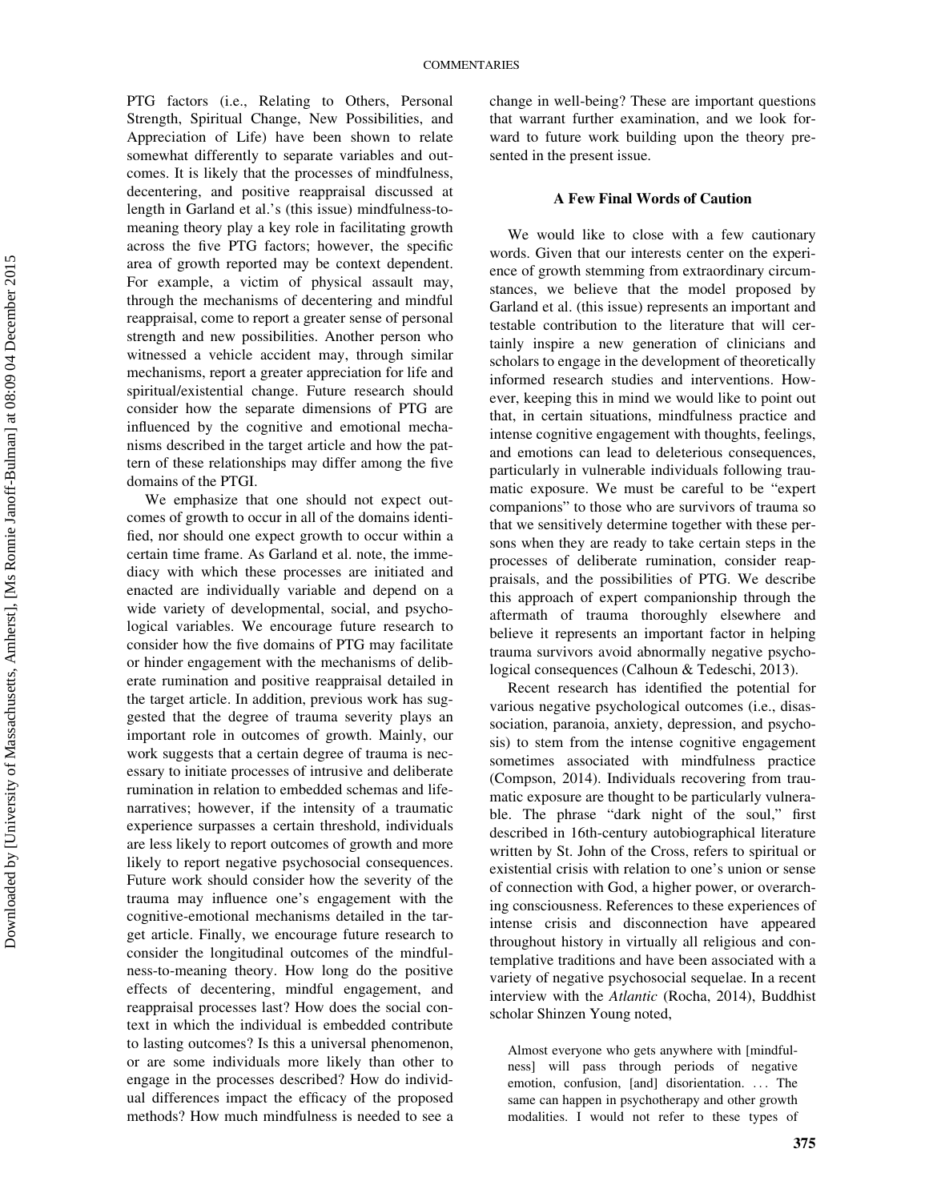PTG factors (i.e., Relating to Others, Personal Strength, Spiritual Change, New Possibilities, and Appreciation of Life) have been shown to relate somewhat differently to separate variables and outcomes. It is likely that the processes of mindfulness, decentering, and positive reappraisal discussed at length in Garland et al.'s (this issue) mindfulness-to-meaning theory play a key role in facilitating growth across the five PTG factors; however, the specific area of growth reported may be context dependent. For example, a victim of physical assault may, through the mechanisms of decentering and mindful reappraisal, come to report a greater sense of personal strength and new possibilities. Another person who witnessed a vehicle accident may, through similar mechanisms, report a greater appreciation for life and spiritual/existential change. Future research should consider how the separate dimensions of PTG are influenced by the cognitive and emotional mechanisms described in the target article and how the pattern of these relationships may differ among the five domains of the PTGI.

We emphasize that one should not expect outcomes of growth to occur in all of the domains identified, nor should one expect growth to occur within a certain time frame. As Garland et al. note, the immediacy with which these processes are initiated and enacted are individually variable and depend on a wide variety of developmental, social, and psychological variables. We encourage future research to consider how the five domains of PTG may facilitate or hinder engagement with the mechanisms of deliberate rumination and positive reappraisal detailed in the target article. In addition, previous work has suggested that the degree of trauma severity plays an important role in outcomes of growth. Mainly, our work suggests that a certain degree of trauma is necessary to initiate processes of intrusive and deliberate rumination in relation to embedded schemas and life-narratives; however, if the intensity of a traumatic experience surpasses a certain threshold, individuals are less likely to report outcomes of growth and more likely to report negative psychosocial consequences. Future work should consider how the severity of the trauma may influence one's engagement with the cognitive-emotional mechanisms detailed in the target article. Finally, we encourage future research to consider the longitudinal outcomes of the mindfulness-to-meaning theory. How long do the positive effects of decentering, mindful engagement, and reappraisal processes last? How does the social context in which the individual is embedded contribute to lasting outcomes? Is this a universal phenomenon, or are some individuals more likely than other to engage in the processes described? How do individual differences impact the efficacy of the proposed methods? How much mindfulness is needed to see a change in well-being? These are important questions that warrant further examination, and we look forward to future work building upon the theory presented in the present issue.

### A Few Final Words of Caution

We would like to close with a few cautionary words. Given that our interests center on the experience of growth stemming from extraordinary circumstances, we believe that the model proposed by Garland et al. (this issue) represents an important and testable contribution to the literature that will certainly inspire a new generation of clinicians and scholars to engage in the development of theoretically informed research studies and interventions. However, keeping this in mind we would like to point out that, in certain situations, mindfulness practice and intense cognitive engagement with thoughts, feelings, and emotions can lead to deleterious consequences, particularly in vulnerable individuals following traumatic exposure. We must be careful to be "expert companions" to those who are survivors of trauma so that we sensitively determine together with these persons when they are ready to take certain steps in the processes of deliberate rumination, consider reappraisals, and the possibilities of PTG. We describe this approach of expert companionship through the aftermath of trauma thoroughly elsewhere and believe it represents an important factor in helping trauma survivors avoid abnormally negative psychological consequences (Calhoun & Tedeschi, 2013).

Recent research has identified the potential for various negative psychological outcomes (i.e., disassociation, paranoia, anxiety, depression, and psychosis) to stem from the intense cognitive engagement sometimes associated with mindfulness practice (Compson, 2014). Individuals recovering from traumatic exposure are thought to be particularly vulnerable. The phrase "dark night of the soul," first described in 16th-century autobiographical literature written by St. John of the Cross, refers to spiritual or existential crisis with relation to one's union or sense of connection with God, a higher power, or overarching consciousness. References to these experiences of intense crisis and disconnection have appeared throughout history in virtually all religious and contemplative traditions and have been associated with a variety of negative psychosocial sequelae. In a recent interview with the *Atlantic* (Rocha, 2014), Buddhist scholar Shinzen Young noted,

> Almost everyone who gets anywhere with [mindfulness] will pass through periods of negative emotion, confusion, [and] disorientation. . . . The same can happen in psychotherapy and other growth modalities. I would not refer to these types of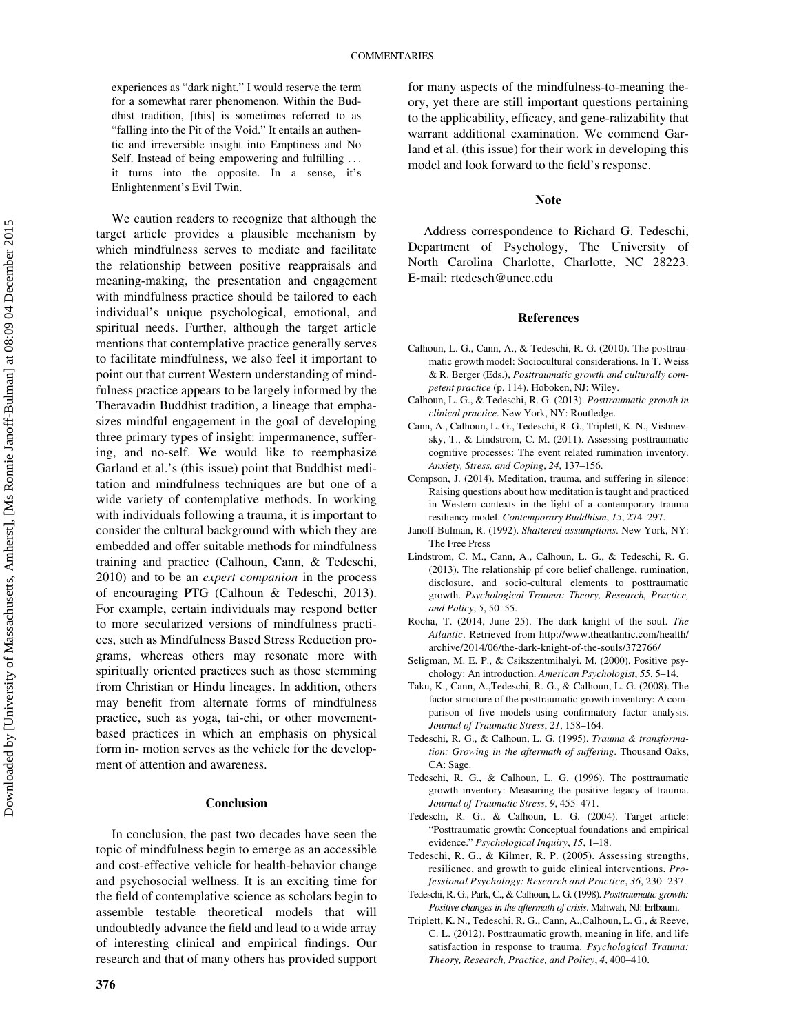experiences as "dark night." I would reserve the term for a somewhat rarer phenomenon. Within the Buddhist tradition, [this] is sometimes referred to as "falling into the Pit of the Void." It entails an authentic and irreversible insight into Emptiness and No Self. Instead of being empowering and fulfilling . . . it turns into the opposite. In a sense, it's Enlightenment's Evil Twin.

We caution readers to recognize that although the target article provides a plausible mechanism by which mindfulness serves to mediate and facilitate the relationship between positive reappraisals and meaning-making, the presentation and engagement with mindfulness practice should be tailored to each individual's unique psychological, emotional, and spiritual needs. Further, although the target article mentions that contemplative practice generally serves to facilitate mindfulness, we also feel it important to point out that current Western understanding of mindfulness practice appears to be largely informed by the Theravadin Buddhist tradition, a lineage that emphasizes mindful engagement in the goal of developing three primary types of insight: impermanence, suffering, and no-self. We would like to reemphasize Garland et al.'s (this issue) point that Buddhist meditation and mindfulness techniques are but one of a wide variety of contemplative methods. In working with individuals following a trauma, it is important to consider the cultural background with which they are embedded and offer suitable methods for mindfulness training and practice (Calhoun, Cann, & Tedeschi, 2010) and to be an *expert companion* in the process of encouraging PTG (Calhoun & Tedeschi, 2013). For example, certain individuals may respond better to more secularized versions of mindfulness practices, such as Mindfulness Based Stress Reduction programs, whereas others may resonate more with spiritually oriented practices such as those stemming from Christian or Hindu lineages. In addition, others may benefit from alternate forms of mindfulness practice, such as yoga, tai-chi, or other movement-based practices in which an emphasis on physical form in- motion serves as the vehicle for the development of attention and awareness.

## Conclusion

In conclusion, the past two decades have seen the topic of mindfulness begin to emerge as an accessible and cost-effective vehicle for health-behavior change and psychosocial wellness. It is an exciting time for the field of contemplative science as scholars begin to assemble testable theoretical models that will undoubtedly advance the field and lead to a wide array of interesting clinical and empirical findings. Our research and that of many others has provided support for many aspects of the mindfulness-to-meaning theory, yet there are still important questions pertaining to the applicability, efficacy, and gene-ralizability that warrant additional examination. We commend Garland et al. (this issue) for their work in developing this model and look forward to the field's response.

## Note

Address correspondence to Richard G. Tedeschi, Department of Psychology, The University of North Carolina Charlotte, Charlotte, NC 28223. E-mail: rtedesch@uncc.edu

## References

Calhoun, L. G., Cann, A., & Tedeschi, R. G. (2010). The posttraumatic growth model: Sociocultural considerations. In T. Weiss & R. Berger (Eds.), *Posttraumatic growth and culturally competent practice* (p. 114). Hoboken, NJ: Wiley.

Calhoun, L. G., & Tedeschi, R. G. (2013). *Posttraumatic growth in clinical practice*. New York, NY: Routledge.

Cann, A., Calhoun, L. G., Tedeschi, R. G., Triplett, K. N., Vishnevsky, T., & Lindstrom, C. M. (2011). Assessing posttraumatic cognitive processes: The event related rumination inventory. *Anxiety, Stress, and Coping*, *24*, 137–156.

Compson, J. (2014). Meditation, trauma, and suffering in silence: Raising questions about how meditation is taught and practiced in Western contexts in the light of a contemporary trauma resiliency model. *Contemporary Buddhism*, *15*, 274–297.

Janoff-Bulman, R. (1992). *Shattered assumptions*. New York, NY: The Free Press

Lindstrom, C. M., Cann, A., Calhoun, L. G., & Tedeschi, R. G. (2013). The relationship pf core belief challenge, rumination, disclosure, and socio-cultural elements to posttraumatic growth. *Psychological Trauma: Theory, Research, Practice, and Policy*, *5*, 50–55.

Rocha, T. (2014, June 25). The dark knight of the soul. *The Atlantic*. Retrieved from http://www.theatlantic.com/health/archive/2014/06/the-dark-knight-of-the-souls/372766/

Seligman, M. E. P., & Csikszentmihalyi, M. (2000). Positive psychology: An introduction. *American Psychologist*, *55*, 5–14.

Taku, K., Cann, A.,Tedeschi, R. G., & Calhoun, L. G. (2008). The factor structure of the posttraumatic growth inventory: A comparison of five models using confirmatory factor analysis. *Journal of Traumatic Stress*, *21*, 158–164.

Tedeschi, R. G., & Calhoun, L. G. (1995). *Trauma & transformation: Growing in the aftermath of suffering*. Thousand Oaks, CA: Sage.

Tedeschi, R. G., & Calhoun, L. G. (1996). The posttraumatic growth inventory: Measuring the positive legacy of trauma. *Journal of Traumatic Stress*, *9*, 455–471.

Tedeschi, R. G., & Calhoun, L. G. (2004). Target article: "Posttraumatic growth: Conceptual foundations and empirical evidence." *Psychological Inquiry*, *15*, 1–18.

Tedeschi, R. G., & Kilmer, R. P. (2005). Assessing strengths, resilience, and growth to guide clinical interventions. *Professional Psychology: Research and Practice*, *36*, 230–237.

Tedeschi, R. G., Park, C., & Calhoun, L. G. (1998). *Posttraumatic growth: Positive changes in the aftermath of crisis*. Mahwah, NJ: Erlbaum.

Triplett, K. N., Tedeschi, R. G., Cann, A.,Calhoun, L. G., & Reeve, C. L. (2012). Posttraumatic growth, meaning in life, and life satisfaction in response to trauma. *Psychological Trauma: Theory, Research, Practice, and Policy*, *4*, 400–410.